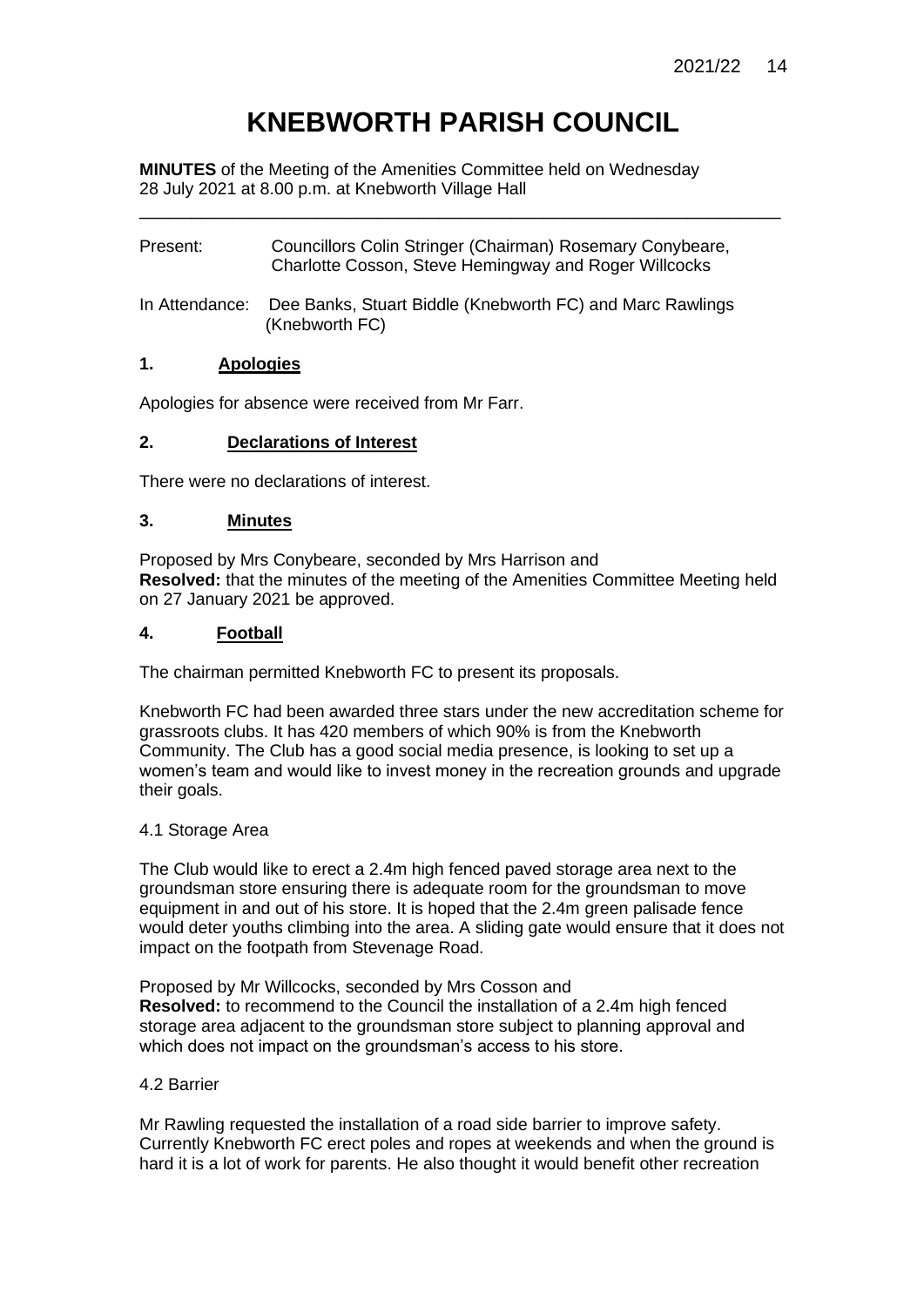# KNEBWORTH PARISH COUNCIL

**MINUTES** of the Meeting of the Amenities Committee held on Wednesday 28 July 2021 at 8.00 p.m. at Knebworth Village Hall

---

Present: Councillors Colin Stringer (Chairman) Rosemary Conybeare, Charlotte Cosson, Steve Hemingway and Roger Willcocks

In Attendance: Dee Banks, Stuart Biddle (Knebworth FC) and Marc Rawlings (Knebworth FC)

## 1. Apologies

Apologies for absence were received from Mr Farr.

## 2. Declarations of Interest

There were no declarations of interest.

## 3. Minutes

Proposed by Mrs Conybeare, seconded by Mrs Harrison and
**Resolved:** that the minutes of the meeting of the Amenities Committee Meeting held on 27 January 2021 be approved.

## 4. Football

The chairman permitted Knebworth FC to present its proposals.

Knebworth FC had been awarded three stars under the new accreditation scheme for grassroots clubs. It has 420 members of which 90% is from the Knebworth Community. The Club has a good social media presence, is looking to set up a women's team and would like to invest money in the recreation grounds and upgrade their goals.

4.1 Storage Area

The Club would like to erect a 2.4m high fenced paved storage area next to the groundsman store ensuring there is adequate room for the groundsman to move equipment in and out of his store. It is hoped that the 2.4m green palisade fence would deter youths climbing into the area. A sliding gate would ensure that it does not impact on the footpath from Stevenage Road.

Proposed by Mr Willcocks, seconded by Mrs Cosson and
**Resolved:** to recommend to the Council the installation of a 2.4m high fenced storage area adjacent to the groundsman store subject to planning approval and which does not impact on the groundsman's access to his store.

4.2 Barrier

Mr Rawling requested the installation of a road side barrier to improve safety. Currently Knebworth FC erect poles and ropes at weekends and when the ground is hard it is a lot of work for parents. He also thought it would benefit other recreation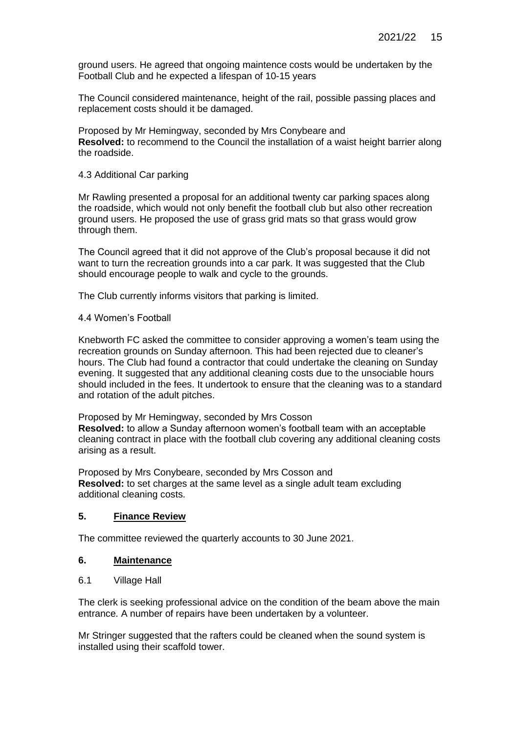ground users. He agreed that ongoing maintence costs would be undertaken by the Football Club and he expected a lifespan of 10-15 years

The Council considered maintenance, height of the rail, possible passing places and replacement costs should it be damaged.

Proposed by Mr Hemingway, seconded by Mrs Conybeare and
**Resolved:** to recommend to the Council the installation of a waist height barrier along the roadside.

4.3 Additional Car parking

Mr Rawling presented a proposal for an additional twenty car parking spaces along the roadside, which would not only benefit the football club but also other recreation ground users. He proposed the use of grass grid mats so that grass would grow through them.

The Council agreed that it did not approve of the Club's proposal because it did not want to turn the recreation grounds into a car park. It was suggested that the Club should encourage people to walk and cycle to the grounds.

The Club currently informs visitors that parking is limited.

4.4 Women's Football

Knebworth FC asked the committee to consider approving a women's team using the recreation grounds on Sunday afternoon. This had been rejected due to cleaner's hours. The Club had found a contractor that could undertake the cleaning on Sunday evening. It suggested that any additional cleaning costs due to the unsociable hours should included in the fees. It undertook to ensure that the cleaning was to a standard and rotation of the adult pitches.

Proposed by Mr Hemingway, seconded by Mrs Cosson
**Resolved:** to allow a Sunday afternoon women's football team with an acceptable cleaning contract in place with the football club covering any additional cleaning costs arising as a result.

Proposed by Mrs Conybeare, seconded by Mrs Cosson and
**Resolved:** to set charges at the same level as a single adult team excluding additional cleaning costs.

## 5. Finance Review

The committee reviewed the quarterly accounts to 30 June 2021.

## 6. Maintenance

6.1 Village Hall

The clerk is seeking professional advice on the condition of the beam above the main entrance. A number of repairs have been undertaken by a volunteer.

Mr Stringer suggested that the rafters could be cleaned when the sound system is installed using their scaffold tower.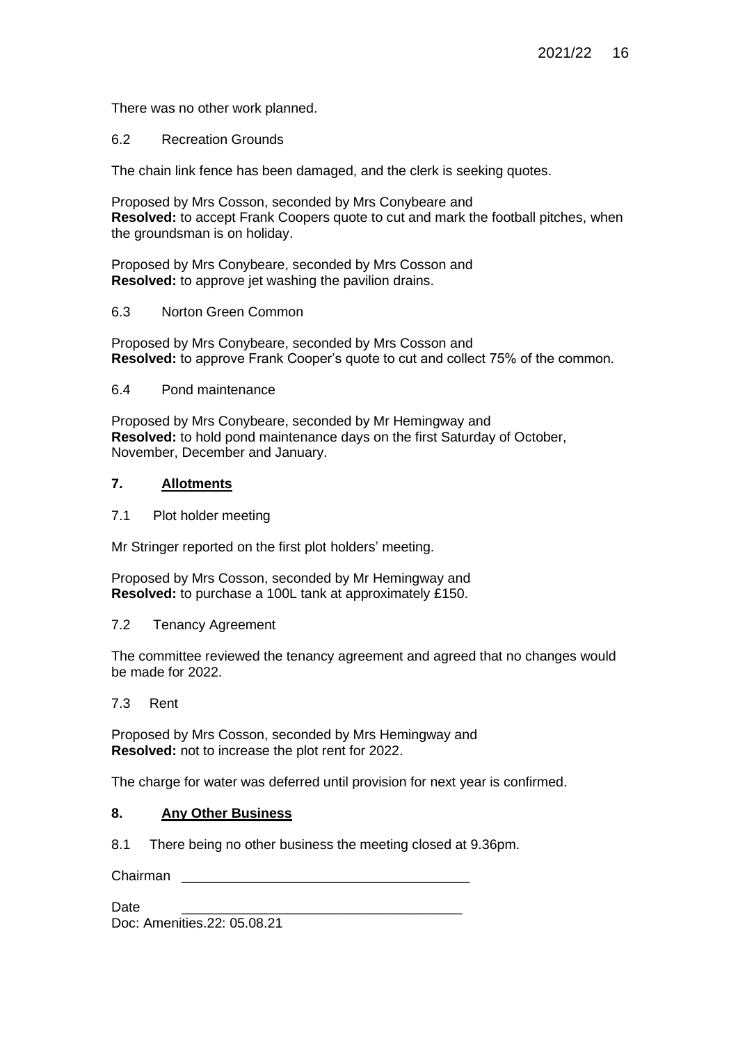There was no other work planned.

6.2 Recreation Grounds

The chain link fence has been damaged, and the clerk is seeking quotes.

Proposed by Mrs Cosson, seconded by Mrs Conybeare and
**Resolved:** to accept Frank Coopers quote to cut and mark the football pitches, when the groundsman is on holiday.

Proposed by Mrs Conybeare, seconded by Mrs Cosson and
**Resolved:** to approve jet washing the pavilion drains.

6.3 Norton Green Common

Proposed by Mrs Conybeare, seconded by Mrs Cosson and
**Resolved:** to approve Frank Cooper's quote to cut and collect 75% of the common.

6.4 Pond maintenance

Proposed by Mrs Conybeare, seconded by Mr Hemingway and
**Resolved:** to hold pond maintenance days on the first Saturday of October, November, December and January.

## 7. Allotments

7.1 Plot holder meeting

Mr Stringer reported on the first plot holders' meeting.

Proposed by Mrs Cosson, seconded by Mr Hemingway and
**Resolved:** to purchase a 100L tank at approximately £150.

7.2 Tenancy Agreement

The committee reviewed the tenancy agreement and agreed that no changes would be made for 2022.

7.3 Rent

Proposed by Mrs Cosson, seconded by Mrs Hemingway and
**Resolved:** not to increase the plot rent for 2022.

The charge for water was deferred until provision for next year is confirmed.

## 8. Any Other Business

8.1 There being no other business the meeting closed at 9.36pm.

Chairman _____________________________________

Date _____________________________________

Doc: Amenities.22: 05.08.21